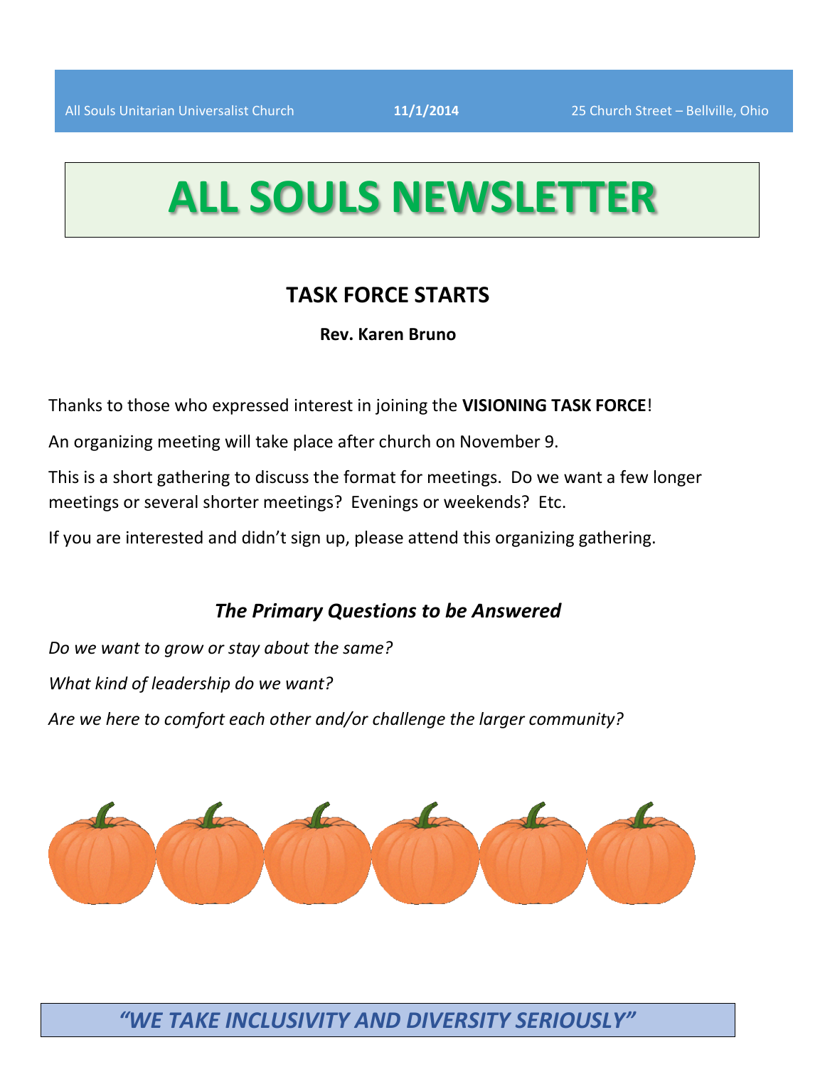All Souls Unitarian Universalist Church **11/1/2014** 25 Church Street – Bellville, Ohio

# ALL SOULS NEWSLETTER

## TASK FORCE STARTS

**Rev. Karen Bruno**

Thanks to those who expressed interest in joining the **VISIONING TASK FORCE**!

An organizing meeting will take place after church on November 9.

This is a short gathering to discuss the format for meetings. Do we want a few longer meetings or several shorter meetings? Evenings or weekends? Etc.

If you are interested and didn't sign up, please attend this organizing gathering.

### *The Primary Questions to be Answered*

*Do we want to grow or stay about the same?*

*What kind of leadership do we want?*

*Are we here to comfort each other and/or challenge the larger community?*

***"WE TAKE INCLUSIVITY AND DIVERSITY SERIOUSLY"***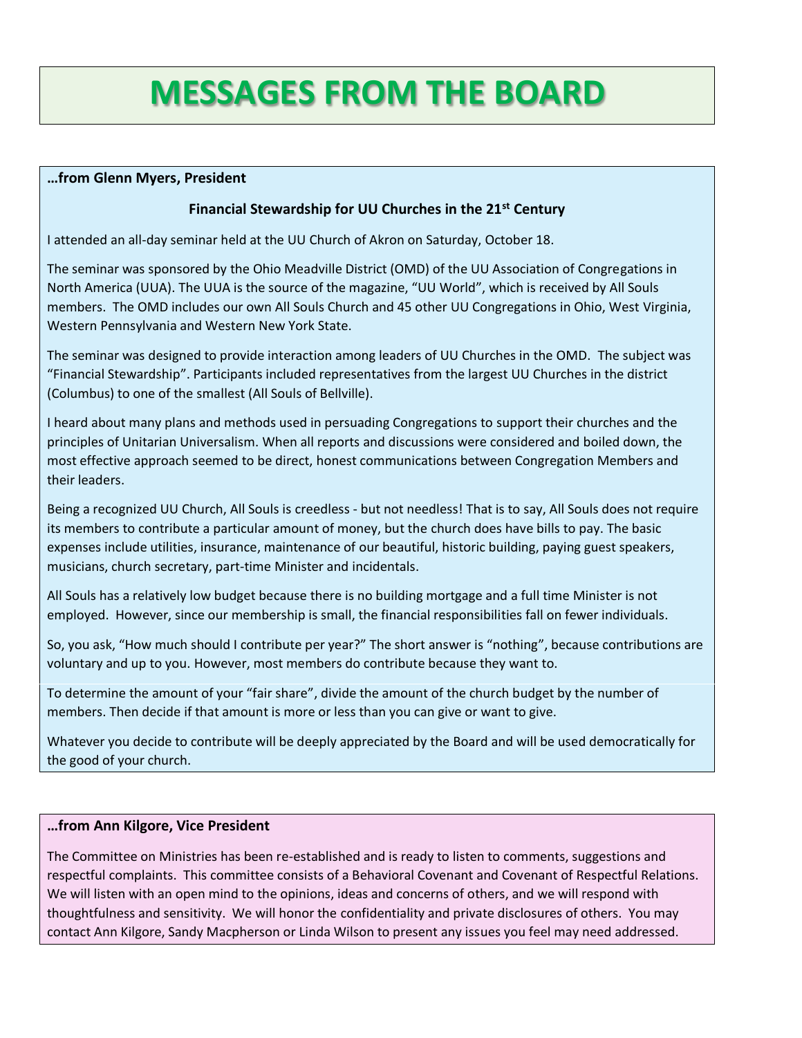# MESSAGES FROM THE BOARD

**…from Glenn Myers, President**

### Financial Stewardship for UU Churches in the 21st Century

I attended an all-day seminar held at the UU Church of Akron on Saturday, October 18.

The seminar was sponsored by the Ohio Meadville District (OMD) of the UU Association of Congregations in North America (UUA). The UUA is the source of the magazine, "UU World", which is received by All Souls members. The OMD includes our own All Souls Church and 45 other UU Congregations in Ohio, West Virginia, Western Pennsylvania and Western New York State.

The seminar was designed to provide interaction among leaders of UU Churches in the OMD. The subject was "Financial Stewardship". Participants included representatives from the largest UU Churches in the district (Columbus) to one of the smallest (All Souls of Bellville).

I heard about many plans and methods used in persuading Congregations to support their churches and the principles of Unitarian Universalism. When all reports and discussions were considered and boiled down, the most effective approach seemed to be direct, honest communications between Congregation Members and their leaders.

Being a recognized UU Church, All Souls is creedless - but not needless! That is to say, All Souls does not require its members to contribute a particular amount of money, but the church does have bills to pay. The basic expenses include utilities, insurance, maintenance of our beautiful, historic building, paying guest speakers, musicians, church secretary, part-time Minister and incidentals.

All Souls has a relatively low budget because there is no building mortgage and a full time Minister is not employed. However, since our membership is small, the financial responsibilities fall on fewer individuals.

So, you ask, "How much should I contribute per year?" The short answer is "nothing", because contributions are voluntary and up to you. However, most members do contribute because they want to.

To determine the amount of your "fair share", divide the amount of the church budget by the number of members. Then decide if that amount is more or less than you can give or want to give.

Whatever you decide to contribute will be deeply appreciated by the Board and will be used democratically for the good of your church.

**…from Ann Kilgore, Vice President**

The Committee on Ministries has been re-established and is ready to listen to comments, suggestions and respectful complaints. This committee consists of a Behavioral Covenant and Covenant of Respectful Relations. We will listen with an open mind to the opinions, ideas and concerns of others, and we will respond with thoughtfulness and sensitivity. We will honor the confidentiality and private disclosures of others. You may contact Ann Kilgore, Sandy Macpherson or Linda Wilson to present any issues you feel may need addressed.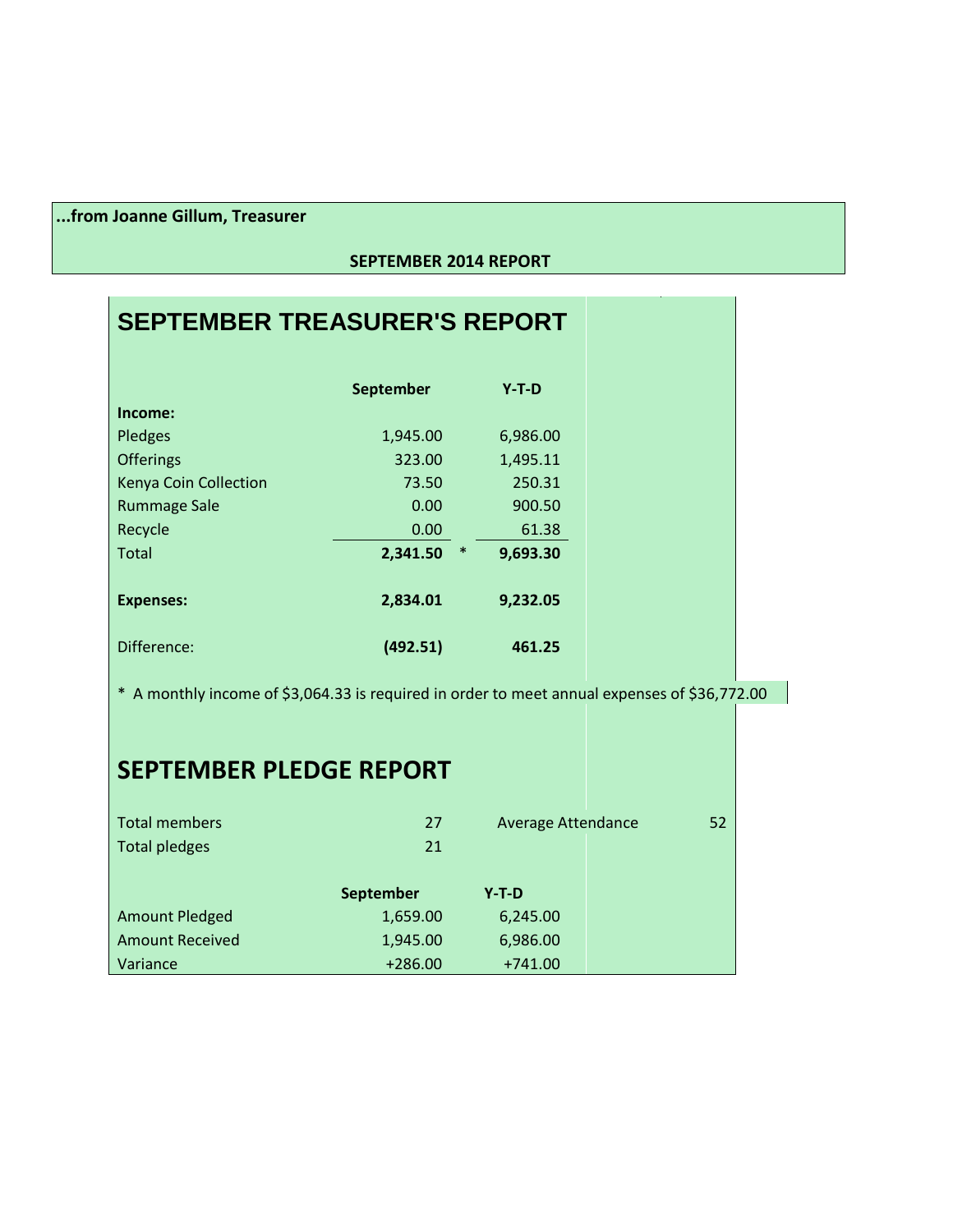**...from Joanne Gillum, Treasurer**

**SEPTEMBER 2014 REPORT**

# SEPTEMBER TREASURER'S REPORT

| | September | | Y-T-D |
|---|---|---|---|
| **Income:** | | | |
| Pledges | 1,945.00 | | 6,986.00 |
| Offerings | 323.00 | | 1,495.11 |
| Kenya Coin Collection | 73.50 | | 250.31 |
| Rummage Sale | 0.00 | | 900.50 |
| Recycle | 0.00 | | 61.38 |
| Total | **2,341.50** | * | **9,693.30** |
| | | | |
| **Expenses:** | **2,834.01** | | **9,232.05** |
| | | | |
| Difference: | **(492.51)** | | **461.25** |

* A monthly income of $3,064.33 is required in order to meet annual expenses of $36,772.00

# SEPTEMBER PLEDGE REPORT

| | | | |
|---|---|---|---|
| Total members | 27 | Average Attendance | 52 |
| Total pledges | 21 | | |

| | September | Y-T-D |
|---|---|---|
| Amount Pledged | 1,659.00 | 6,245.00 |
| Amount Received | 1,945.00 | 6,986.00 |
| Variance | +286.00 | +741.00 |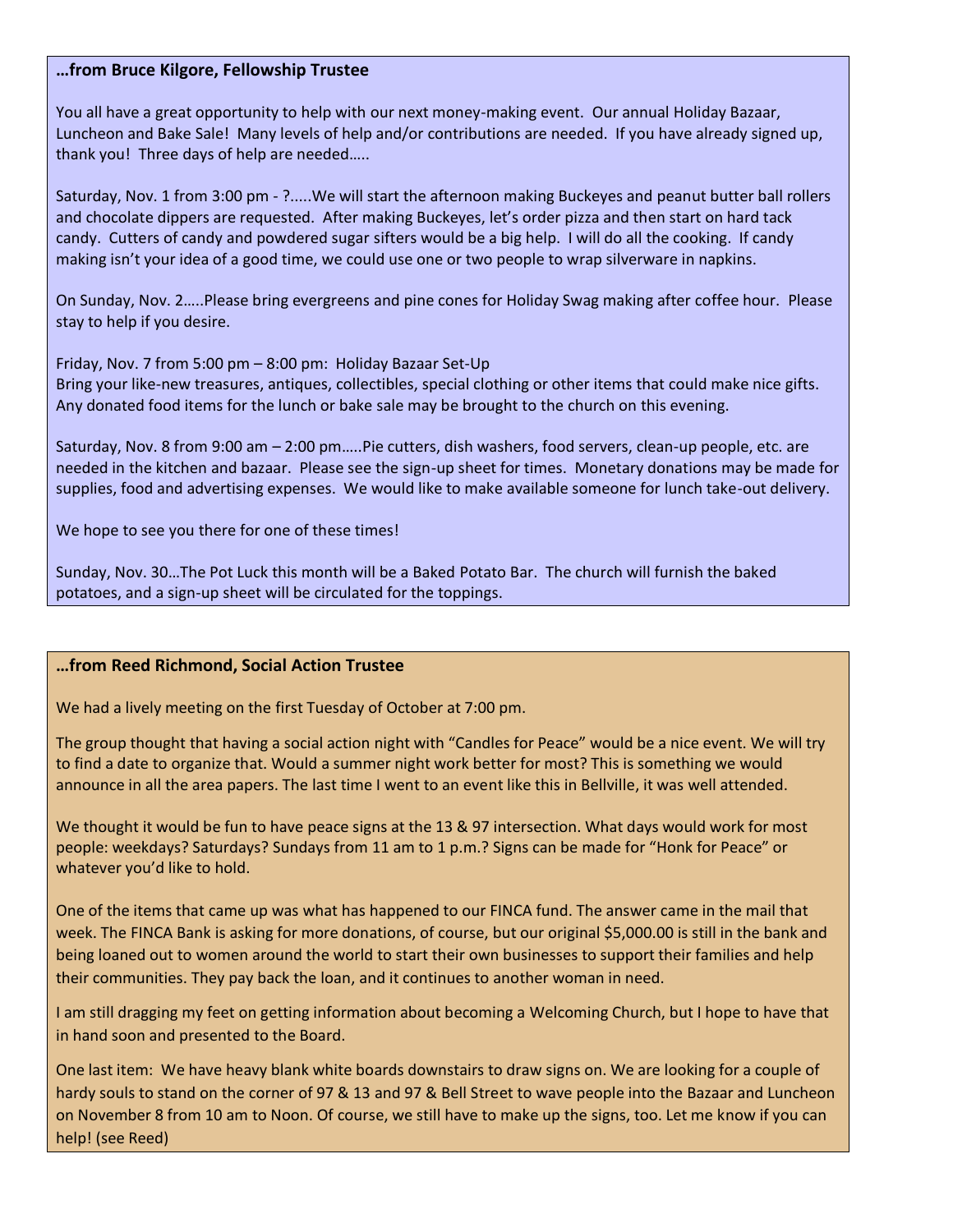**…from Bruce Kilgore, Fellowship Trustee**

You all have a great opportunity to help with our next money-making event. Our annual Holiday Bazaar, Luncheon and Bake Sale! Many levels of help and/or contributions are needed. If you have already signed up, thank you! Three days of help are needed…..

Saturday, Nov. 1 from 3:00 pm - ?.....We will start the afternoon making Buckeyes and peanut butter ball rollers and chocolate dippers are requested. After making Buckeyes, let's order pizza and then start on hard tack candy. Cutters of candy and powdered sugar sifters would be a big help. I will do all the cooking. If candy making isn't your idea of a good time, we could use one or two people to wrap silverware in napkins.

On Sunday, Nov. 2…..Please bring evergreens and pine cones for Holiday Swag making after coffee hour. Please stay to help if you desire.

Friday, Nov. 7 from 5:00 pm – 8:00 pm: Holiday Bazaar Set-Up
Bring your like-new treasures, antiques, collectibles, special clothing or other items that could make nice gifts. Any donated food items for the lunch or bake sale may be brought to the church on this evening.

Saturday, Nov. 8 from 9:00 am – 2:00 pm…..Pie cutters, dish washers, food servers, clean-up people, etc. are needed in the kitchen and bazaar. Please see the sign-up sheet for times. Monetary donations may be made for supplies, food and advertising expenses. We would like to make available someone for lunch take-out delivery.

We hope to see you there for one of these times!

Sunday, Nov. 30…The Pot Luck this month will be a Baked Potato Bar. The church will furnish the baked potatoes, and a sign-up sheet will be circulated for the toppings.

**…from Reed Richmond, Social Action Trustee**

We had a lively meeting on the first Tuesday of October at 7:00 pm.

The group thought that having a social action night with "Candles for Peace" would be a nice event. We will try to find a date to organize that. Would a summer night work better for most? This is something we would announce in all the area papers. The last time I went to an event like this in Bellville, it was well attended.

We thought it would be fun to have peace signs at the 13 & 97 intersection. What days would work for most people: weekdays? Saturdays? Sundays from 11 am to 1 p.m.? Signs can be made for "Honk for Peace" or whatever you'd like to hold.

One of the items that came up was what has happened to our FINCA fund. The answer came in the mail that week. The FINCA Bank is asking for more donations, of course, but our original $5,000.00 is still in the bank and being loaned out to women around the world to start their own businesses to support their families and help their communities. They pay back the loan, and it continues to another woman in need.

I am still dragging my feet on getting information about becoming a Welcoming Church, but I hope to have that in hand soon and presented to the Board.

One last item: We have heavy blank white boards downstairs to draw signs on. We are looking for a couple of hardy souls to stand on the corner of 97 & 13 and 97 & Bell Street to wave people into the Bazaar and Luncheon on November 8 from 10 am to Noon. Of course, we still have to make up the signs, too. Let me know if you can help! (see Reed)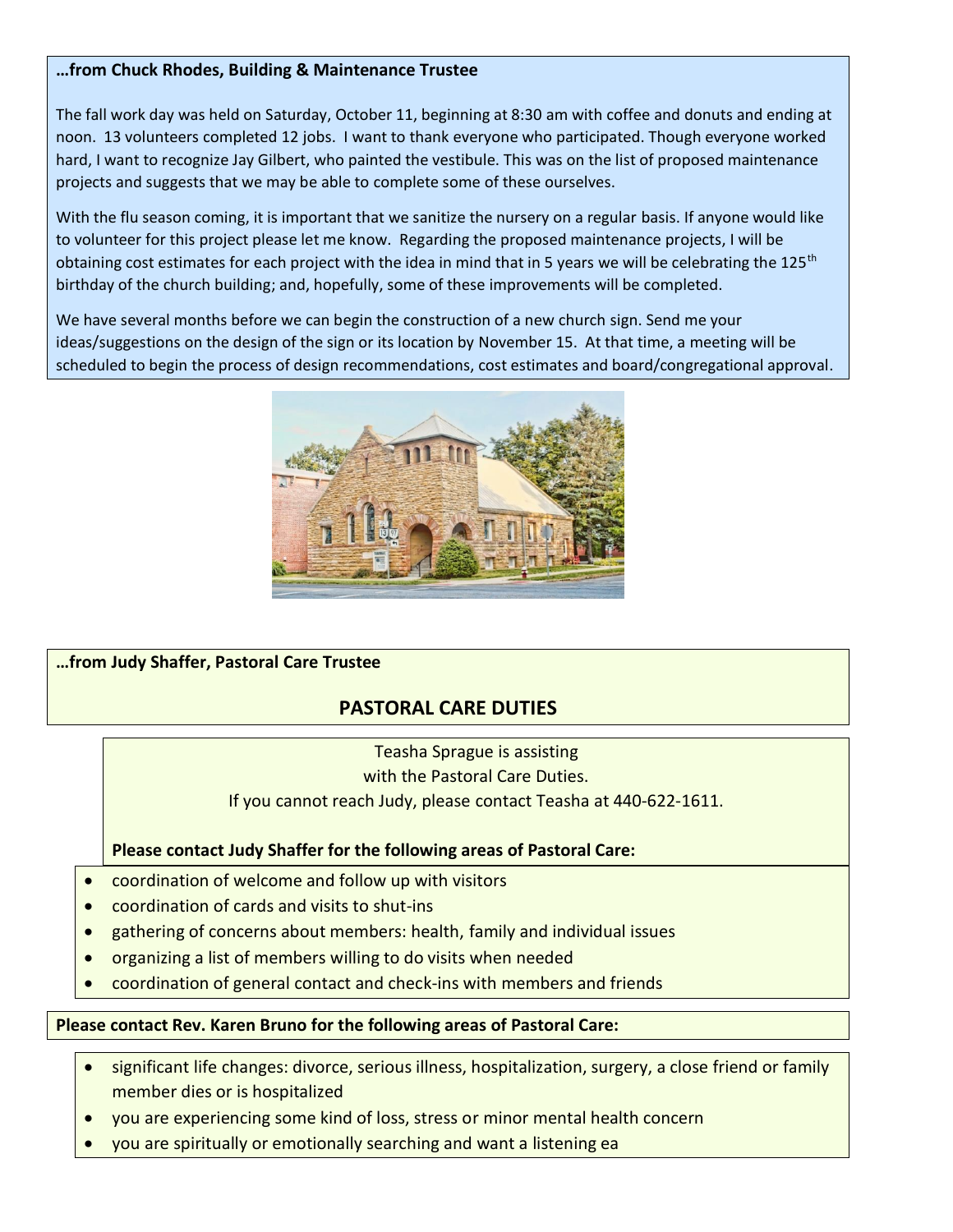**…from Chuck Rhodes, Building & Maintenance Trustee**

The fall work day was held on Saturday, October 11, beginning at 8:30 am with coffee and donuts and ending at noon. 13 volunteers completed 12 jobs. I want to thank everyone who participated. Though everyone worked hard, I want to recognize Jay Gilbert, who painted the vestibule. This was on the list of proposed maintenance projects and suggests that we may be able to complete some of these ourselves.

With the flu season coming, it is important that we sanitize the nursery on a regular basis. If anyone would like to volunteer for this project please let me know. Regarding the proposed maintenance projects, I will be obtaining cost estimates for each project with the idea in mind that in 5 years we will be celebrating the 125th birthday of the church building; and, hopefully, some of these improvements will be completed.

We have several months before we can begin the construction of a new church sign. Send me your ideas/suggestions on the design of the sign or its location by November 15. At that time, a meeting will be scheduled to begin the process of design recommendations, cost estimates and board/congregational approval.

**…from Judy Shaffer, Pastoral Care Trustee**

## PASTORAL CARE DUTIES

Teasha Sprague is assisting
with the Pastoral Care Duties.
If you cannot reach Judy, please contact Teasha at 440-622-1611.

**Please contact Judy Shaffer for the following areas of Pastoral Care:**

- coordination of welcome and follow up with visitors
- coordination of cards and visits to shut-ins
- gathering of concerns about members: health, family and individual issues
- organizing a list of members willing to do visits when needed
- coordination of general contact and check-ins with members and friends

**Please contact Rev. Karen Bruno for the following areas of Pastoral Care:**

- significant life changes: divorce, serious illness, hospitalization, surgery, a close friend or family member dies or is hospitalized
- you are experiencing some kind of loss, stress or minor mental health concern
- you are spiritually or emotionally searching and want a listening ea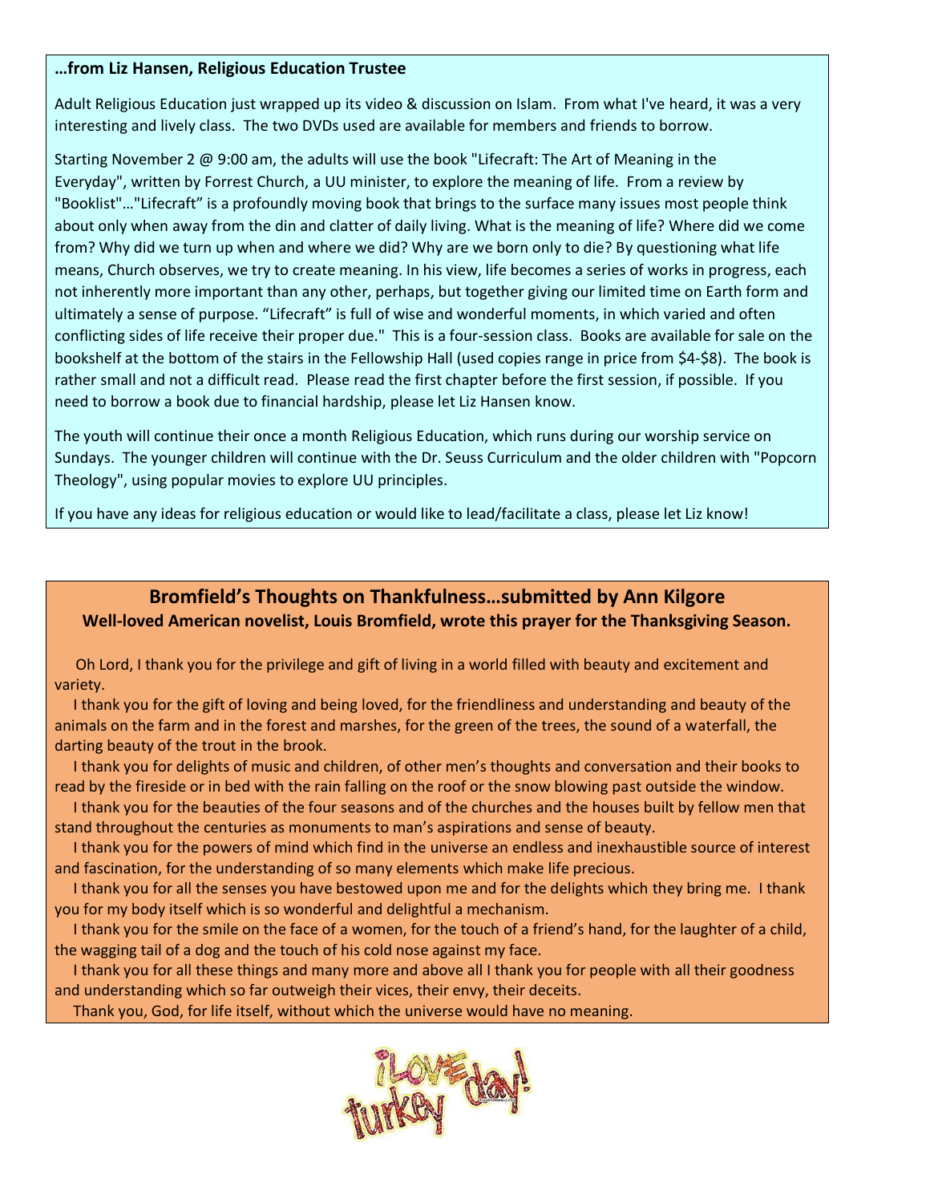**…from Liz Hansen, Religious Education Trustee**

Adult Religious Education just wrapped up its video & discussion on Islam. From what I've heard, it was a very interesting and lively class. The two DVDs used are available for members and friends to borrow.

Starting November 2 @ 9:00 am, the adults will use the book "Lifecraft: The Art of Meaning in the Everyday", written by Forrest Church, a UU minister, to explore the meaning of life. From a review by "Booklist"…"Lifecraft" is a profoundly moving book that brings to the surface many issues most people think about only when away from the din and clatter of daily living. What is the meaning of life? Where did we come from? Why did we turn up when and where we did? Why are we born only to die? By questioning what life means, Church observes, we try to create meaning. In his view, life becomes a series of works in progress, each not inherently more important than any other, perhaps, but together giving our limited time on Earth form and ultimately a sense of purpose. "Lifecraft" is full of wise and wonderful moments, in which varied and often conflicting sides of life receive their proper due." This is a four-session class. Books are available for sale on the bookshelf at the bottom of the stairs in the Fellowship Hall (used copies range in price from $4-$8). The book is rather small and not a difficult read. Please read the first chapter before the first session, if possible. If you need to borrow a book due to financial hardship, please let Liz Hansen know.

The youth will continue their once a month Religious Education, which runs during our worship service on Sundays. The younger children will continue with the Dr. Seuss Curriculum and the older children with "Popcorn Theology", using popular movies to explore UU principles.

If you have any ideas for religious education or would like to lead/facilitate a class, please let Liz know!

## Bromfield's Thoughts on Thankfulness…submitted by Ann Kilgore

**Well-loved American novelist, Louis Bromfield, wrote this prayer for the Thanksgiving Season.**

Oh Lord, I thank you for the privilege and gift of living in a world filled with beauty and excitement and variety.

I thank you for the gift of loving and being loved, for the friendliness and understanding and beauty of the animals on the farm and in the forest and marshes, for the green of the trees, the sound of a waterfall, the darting beauty of the trout in the brook.

I thank you for delights of music and children, of other men's thoughts and conversation and their books to read by the fireside or in bed with the rain falling on the roof or the snow blowing past outside the window.

I thank you for the beauties of the four seasons and of the churches and the houses built by fellow men that stand throughout the centuries as monuments to man's aspirations and sense of beauty.

I thank you for the powers of mind which find in the universe an endless and inexhaustible source of interest and fascination, for the understanding of so many elements which make life precious.

I thank you for all the senses you have bestowed upon me and for the delights which they bring me. I thank you for my body itself which is so wonderful and delightful a mechanism.

I thank you for the smile on the face of a women, for the touch of a friend's hand, for the laughter of a child, the wagging tail of a dog and the touch of his cold nose against my face.

I thank you for all these things and many more and above all I thank you for people with all their goodness and understanding which so far outweigh their vices, their envy, their deceits.

Thank you, God, for life itself, without which the universe would have no meaning.

iLOVE turkey day!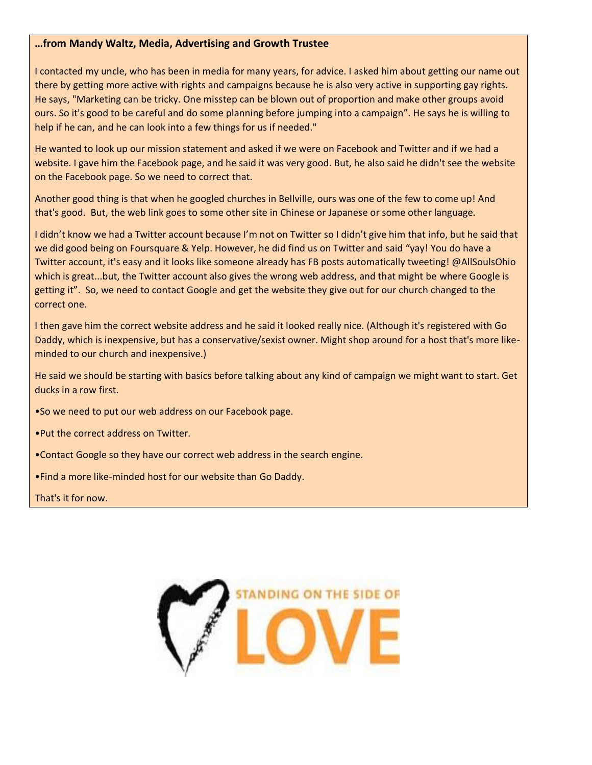**…from Mandy Waltz, Media, Advertising and Growth Trustee**

I contacted my uncle, who has been in media for many years, for advice. I asked him about getting our name out there by getting more active with rights and campaigns because he is also very active in supporting gay rights. He says, "Marketing can be tricky. One misstep can be blown out of proportion and make other groups avoid ours. So it's good to be careful and do some planning before jumping into a campaign". He says he is willing to help if he can, and he can look into a few things for us if needed."

He wanted to look up our mission statement and asked if we were on Facebook and Twitter and if we had a website. I gave him the Facebook page, and he said it was very good. But, he also said he didn't see the website on the Facebook page. So we need to correct that.

Another good thing is that when he googled churches in Bellville, ours was one of the few to come up! And that's good. But, the web link goes to some other site in Chinese or Japanese or some other language.

I didn't know we had a Twitter account because I'm not on Twitter so I didn't give him that info, but he said that we did good being on Foursquare & Yelp. However, he did find us on Twitter and said "yay! You do have a Twitter account, it's easy and it looks like someone already has FB posts automatically tweeting! @AllSoulsOhio which is great...but, the Twitter account also gives the wrong web address, and that might be where Google is getting it". So, we need to contact Google and get the website they give out for our church changed to the correct one.

I then gave him the correct website address and he said it looked really nice. (Although it's registered with Go Daddy, which is inexpensive, but has a conservative/sexist owner. Might shop around for a host that's more like-minded to our church and inexpensive.)

He said we should be starting with basics before talking about any kind of campaign we might want to start. Get ducks in a row first.

- So we need to put our web address on our Facebook page.
- Put the correct address on Twitter.
- Contact Google so they have our correct web address in the search engine.
- Find a more like-minded host for our website than Go Daddy.

That's it for now.

STANDING ON THE SIDE OF LOVE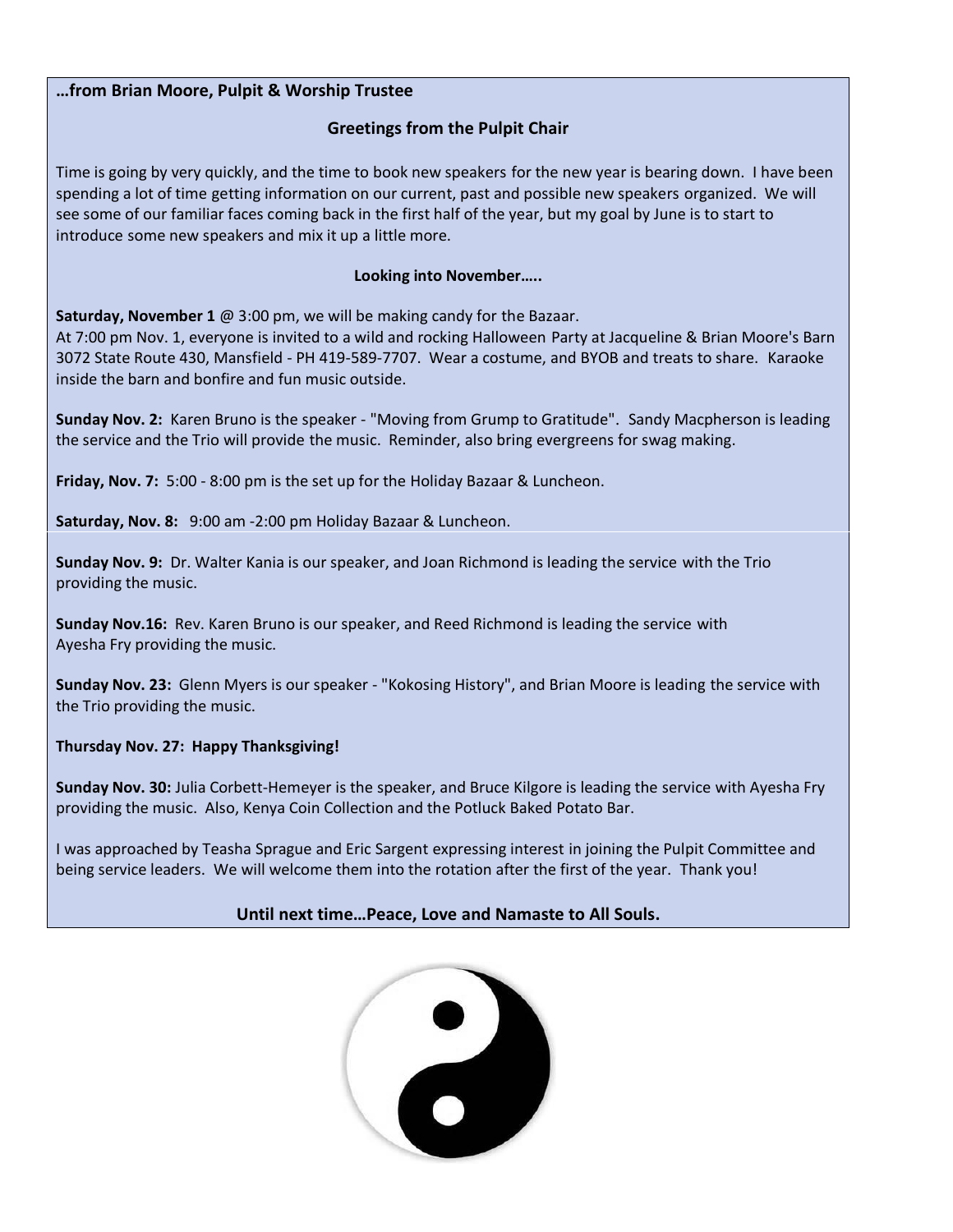**…from Brian Moore, Pulpit & Worship Trustee**

## Greetings from the Pulpit Chair

Time is going by very quickly, and the time to book new speakers for the new year is bearing down. I have been spending a lot of time getting information on our current, past and possible new speakers organized. We will see some of our familiar faces coming back in the first half of the year, but my goal by June is to start to introduce some new speakers and mix it up a little more.

### Looking into November…..

**Saturday, November 1** @ 3:00 pm, we will be making candy for the Bazaar.
At 7:00 pm Nov. 1, everyone is invited to a wild and rocking Halloween Party at Jacqueline & Brian Moore's Barn 3072 State Route 430, Mansfield - PH 419-589-7707. Wear a costume, and BYOB and treats to share. Karaoke inside the barn and bonfire and fun music outside.

**Sunday Nov. 2:** Karen Bruno is the speaker - "Moving from Grump to Gratitude". Sandy Macpherson is leading the service and the Trio will provide the music. Reminder, also bring evergreens for swag making.

**Friday, Nov. 7:** 5:00 - 8:00 pm is the set up for the Holiday Bazaar & Luncheon.

**Saturday, Nov. 8:** 9:00 am -2:00 pm Holiday Bazaar & Luncheon.

**Sunday Nov. 9:** Dr. Walter Kania is our speaker, and Joan Richmond is leading the service with the Trio providing the music.

**Sunday Nov.16:** Rev. Karen Bruno is our speaker, and Reed Richmond is leading the service with Ayesha Fry providing the music.

**Sunday Nov. 23:** Glenn Myers is our speaker - "Kokosing History", and Brian Moore is leading the service with the Trio providing the music.

**Thursday Nov. 27: Happy Thanksgiving!**

**Sunday Nov. 30:** Julia Corbett-Hemeyer is the speaker, and Bruce Kilgore is leading the service with Ayesha Fry providing the music. Also, Kenya Coin Collection and the Potluck Baked Potato Bar.

I was approached by Teasha Sprague and Eric Sargent expressing interest in joining the Pulpit Committee and being service leaders. We will welcome them into the rotation after the first of the year. Thank you!

**Until next time…Peace, Love and Namaste to All Souls.**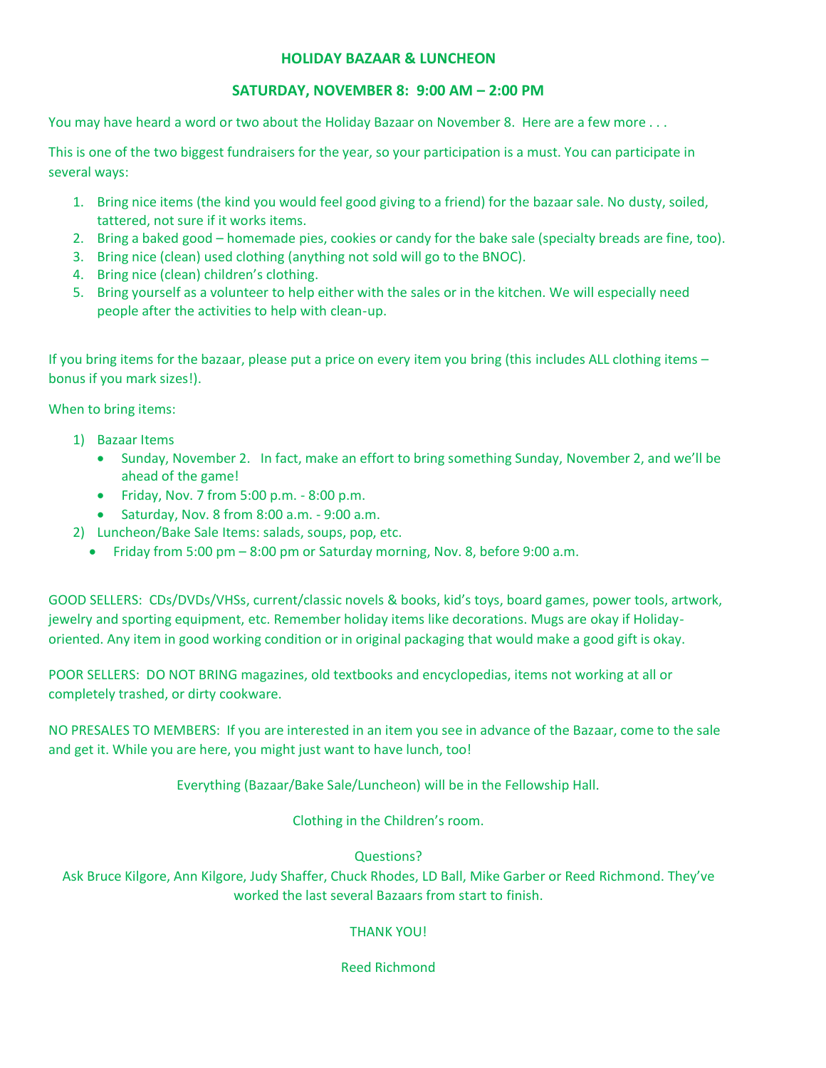## HOLIDAY BAZAAR & LUNCHEON

## SATURDAY, NOVEMBER 8: 9:00 AM – 2:00 PM

You may have heard a word or two about the Holiday Bazaar on November 8. Here are a few more . . .

This is one of the two biggest fundraisers for the year, so your participation is a must. You can participate in several ways:

1. Bring nice items (the kind you would feel good giving to a friend) for the bazaar sale. No dusty, soiled, tattered, not sure if it works items.
2. Bring a baked good – homemade pies, cookies or candy for the bake sale (specialty breads are fine, too).
3. Bring nice (clean) used clothing (anything not sold will go to the BNOC).
4. Bring nice (clean) children's clothing.
5. Bring yourself as a volunteer to help either with the sales or in the kitchen. We will especially need people after the activities to help with clean-up.

If you bring items for the bazaar, please put a price on every item you bring (this includes ALL clothing items – bonus if you mark sizes!).

When to bring items:

1) Bazaar Items
   - Sunday, November 2. In fact, make an effort to bring something Sunday, November 2, and we'll be ahead of the game!
   - Friday, Nov. 7 from 5:00 p.m. - 8:00 p.m.
   - Saturday, Nov. 8 from 8:00 a.m. - 9:00 a.m.
2) Luncheon/Bake Sale Items: salads, soups, pop, etc.
   - Friday from 5:00 pm – 8:00 pm or Saturday morning, Nov. 8, before 9:00 a.m.

GOOD SELLERS: CDs/DVDs/VHSs, current/classic novels & books, kid's toys, board games, power tools, artwork, jewelry and sporting equipment, etc. Remember holiday items like decorations. Mugs are okay if Holiday-oriented. Any item in good working condition or in original packaging that would make a good gift is okay.

POOR SELLERS: DO NOT BRING magazines, old textbooks and encyclopedias, items not working at all or completely trashed, or dirty cookware.

NO PRESALES TO MEMBERS: If you are interested in an item you see in advance of the Bazaar, come to the sale and get it. While you are here, you might just want to have lunch, too!

Everything (Bazaar/Bake Sale/Luncheon) will be in the Fellowship Hall.

Clothing in the Children's room.

Questions?
Ask Bruce Kilgore, Ann Kilgore, Judy Shaffer, Chuck Rhodes, LD Ball, Mike Garber or Reed Richmond. They've worked the last several Bazaars from start to finish.

THANK YOU!

Reed Richmond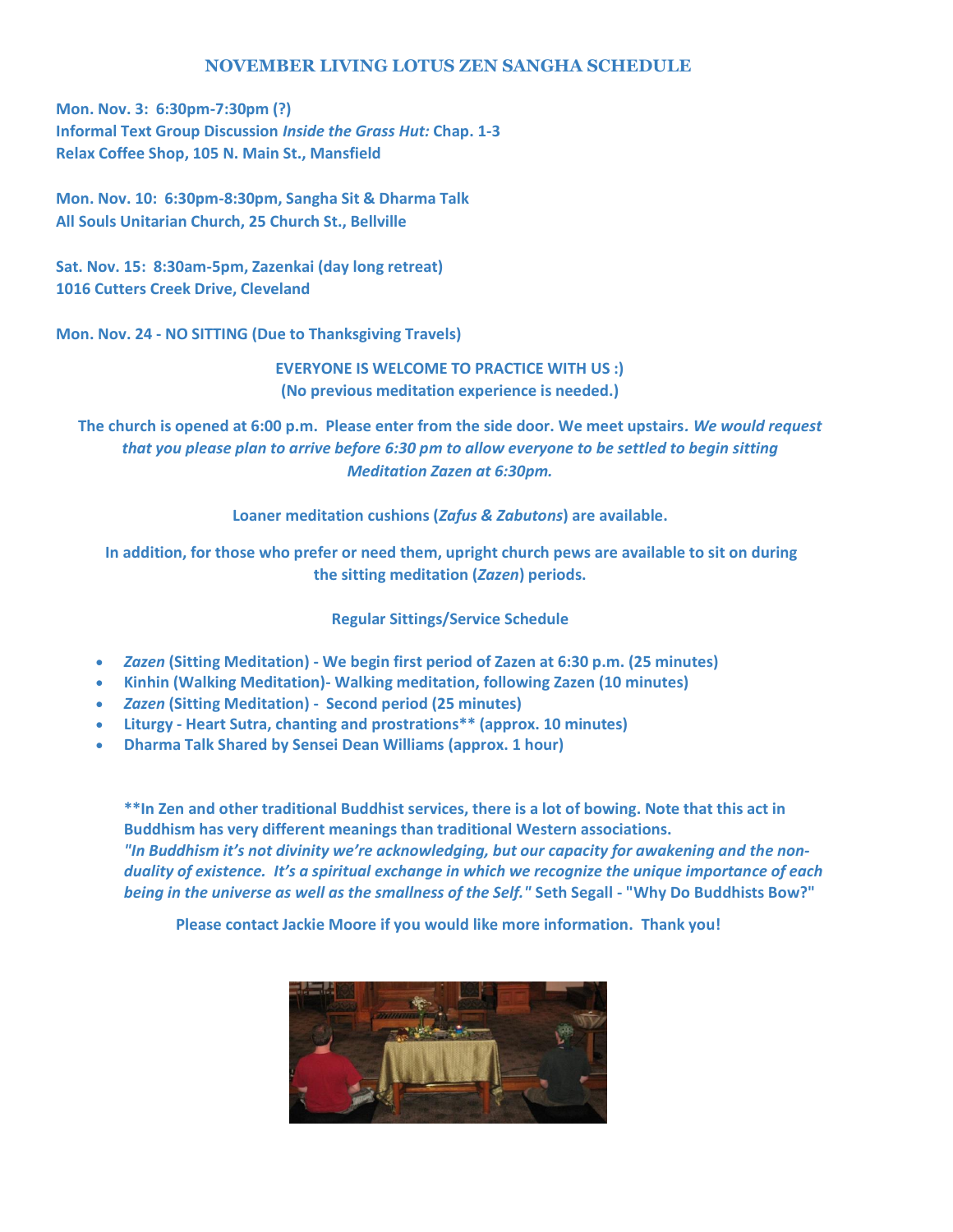## NOVEMBER LIVING LOTUS ZEN SANGHA SCHEDULE

**Mon. Nov. 3: 6:30pm-7:30pm (?)**
**Informal Text Group Discussion *Inside the Grass Hut:* Chap. 1-3**
**Relax Coffee Shop, 105 N. Main St., Mansfield**

**Mon. Nov. 10: 6:30pm-8:30pm, Sangha Sit & Dharma Talk**
**All Souls Unitarian Church, 25 Church St., Bellville**

**Sat. Nov. 15: 8:30am-5pm, Zazenkai (day long retreat)**
**1016 Cutters Creek Drive, Cleveland**

**Mon. Nov. 24 - NO SITTING (Due to Thanksgiving Travels)**

**EVERYONE IS WELCOME TO PRACTICE WITH US :)**
**(No previous meditation experience is needed.)**

**The church is opened at 6:00 p.m. Please enter from the side door. We meet upstairs. *We would request that you please plan to arrive before 6:30 pm to allow everyone to be settled to begin sitting Meditation Zazen at 6:30pm.***

**Loaner meditation cushions (*Zafus & Zabutons*) are available.**

**In addition, for those who prefer or need them, upright church pews are available to sit on during the sitting meditation (*Zazen*) periods.**

**Regular Sittings/Service Schedule**

- ***Zazen* (Sitting Meditation) - We begin first period of Zazen at 6:30 p.m. (25 minutes)**
- **Kinhin (Walking Meditation)- Walking meditation, following Zazen (10 minutes)**
- ***Zazen* (Sitting Meditation) - Second period (25 minutes)**
- **Liturgy - Heart Sutra, chanting and prostrations\*\* (approx. 10 minutes)**
- **Dharma Talk Shared by Sensei Dean Williams (approx. 1 hour)**

**\*\*In Zen and other traditional Buddhist services, there is a lot of bowing. Note that this act in Buddhism has very different meanings than traditional Western associations.**
***"In Buddhism it's not divinity we're acknowledging, but our capacity for awakening and the non-duality of existence. It's a spiritual exchange in which we recognize the unique importance of each being in the universe as well as the smallness of the Self."* Seth Segall - "Why Do Buddhists Bow?"**

**Please contact Jackie Moore if you would like more information. Thank you!**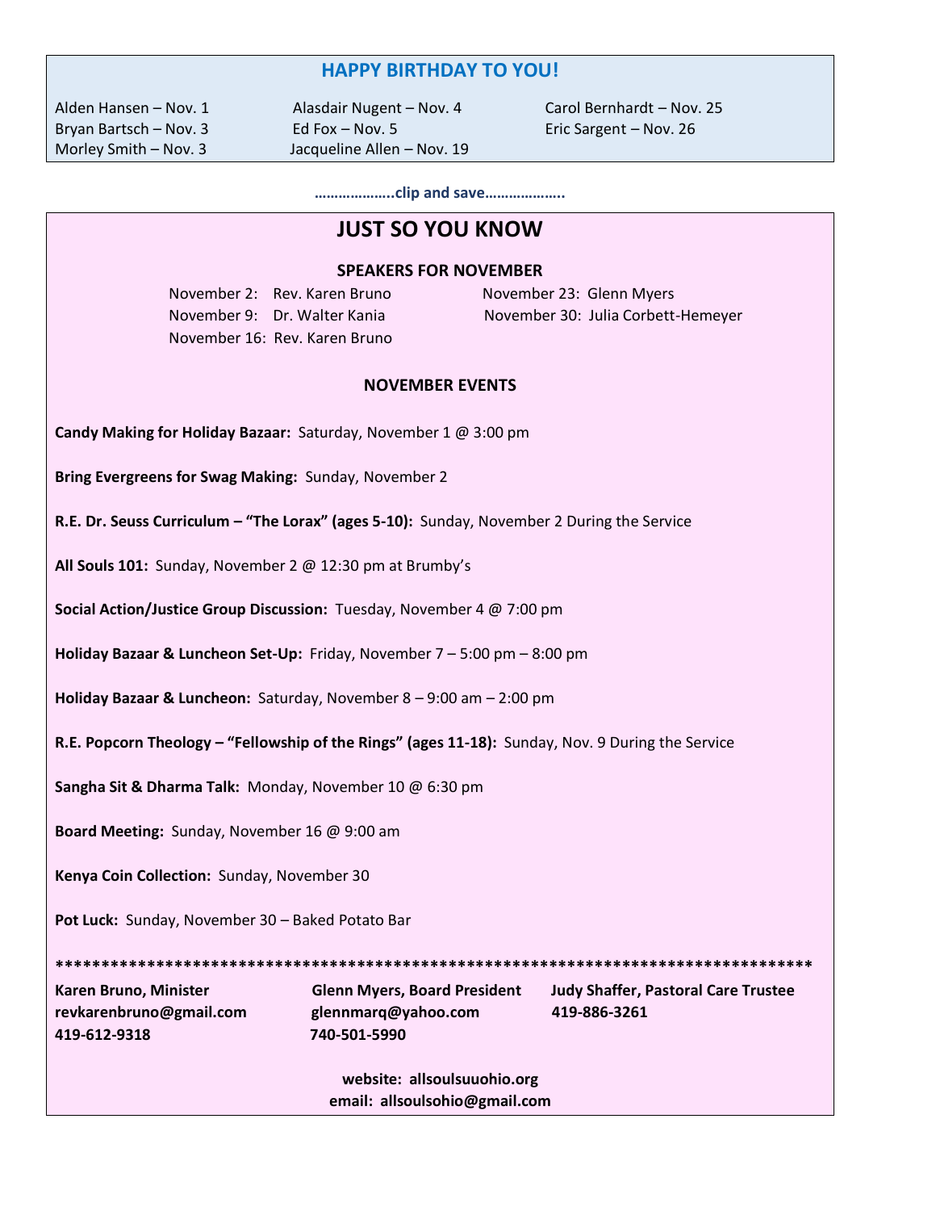## HAPPY BIRTHDAY TO YOU!

Alden Hansen – Nov. 1
Bryan Bartsch – Nov. 3
Morley Smith – Nov. 3
Alasdair Nugent – Nov. 4
Ed Fox – Nov. 5
Jacqueline Allen – Nov. 19
Carol Bernhardt – Nov. 25
Eric Sargent – Nov. 26

……………….clip and save………………..

# JUST SO YOU KNOW

### SPEAKERS FOR NOVEMBER

November 2: Rev. Karen Bruno
November 9: Dr. Walter Kania
November 16: Rev. Karen Bruno
November 23: Glenn Myers
November 30: Julia Corbett-Hemeyer

### NOVEMBER EVENTS

**Candy Making for Holiday Bazaar:** Saturday, November 1 @ 3:00 pm

**Bring Evergreens for Swag Making:** Sunday, November 2

**R.E. Dr. Seuss Curriculum – "The Lorax" (ages 5-10):** Sunday, November 2 During the Service

**All Souls 101:** Sunday, November 2 @ 12:30 pm at Brumby's

**Social Action/Justice Group Discussion:** Tuesday, November 4 @ 7:00 pm

**Holiday Bazaar & Luncheon Set-Up:** Friday, November 7 – 5:00 pm – 8:00 pm

**Holiday Bazaar & Luncheon:** Saturday, November 8 – 9:00 am – 2:00 pm

**R.E. Popcorn Theology – "Fellowship of the Rings" (ages 11-18):** Sunday, Nov. 9 During the Service

**Sangha Sit & Dharma Talk:** Monday, November 10 @ 6:30 pm

**Board Meeting:** Sunday, November 16 @ 9:00 am

**Kenya Coin Collection:** Sunday, November 30

**Pot Luck:** Sunday, November 30 – Baked Potato Bar

*************************************************************************************

**Karen Bruno, Minister**
**revkarenbruno@gmail.com**
**419-612-9318**

**Glenn Myers, Board President**
**glennmarq@yahoo.com**
**740-501-5990**

**Judy Shaffer, Pastoral Care Trustee**
**419-886-3261**

**website: allsoulsuuohio.org**
**email: allsoulsohio@gmail.com**